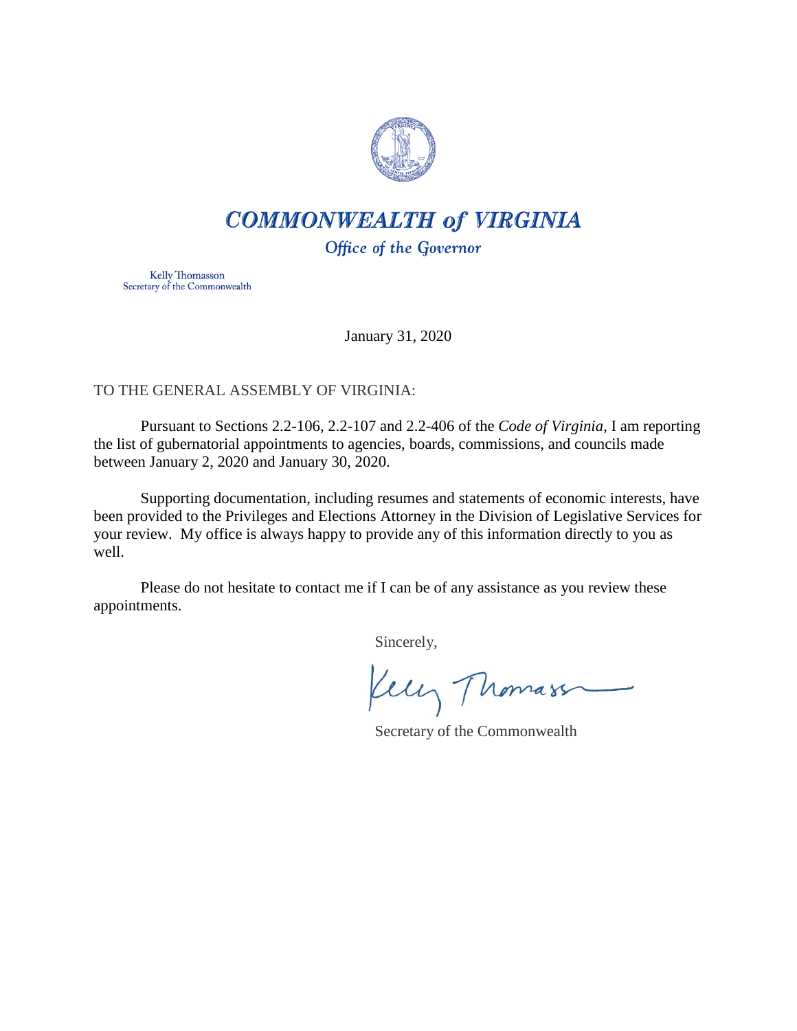# COMMONWEALTH of VIRGINIA

## Office of the Governor

Kelly Thomasson
Secretary of the Commonwealth

January 31, 2020

TO THE GENERAL ASSEMBLY OF VIRGINIA:

Pursuant to Sections 2.2-106, 2.2-107 and 2.2-406 of the *Code of Virginia*, I am reporting the list of gubernatorial appointments to agencies, boards, commissions, and councils made between January 2, 2020 and January 30, 2020.

Supporting documentation, including resumes and statements of economic interests, have been provided to the Privileges and Elections Attorney in the Division of Legislative Services for your review. My office is always happy to provide any of this information directly to you as well.

Please do not hesitate to contact me if I can be of any assistance as you review these appointments.

Sincerely,

Kelly Thomasson

Secretary of the Commonwealth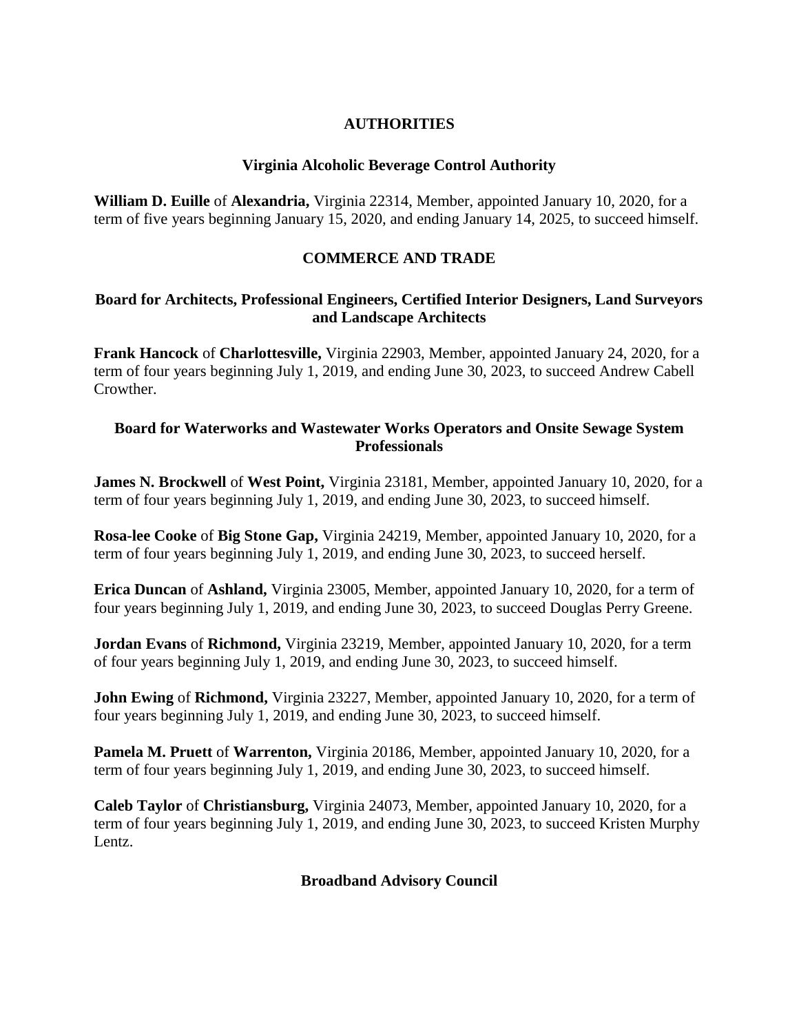## AUTHORITIES

### Virginia Alcoholic Beverage Control Authority

**William D. Euille** of **Alexandria,** Virginia 22314, Member, appointed January 10, 2020, for a term of five years beginning January 15, 2020, and ending January 14, 2025, to succeed himself.

## COMMERCE AND TRADE

### Board for Architects, Professional Engineers, Certified Interior Designers, Land Surveyors and Landscape Architects

**Frank Hancock** of **Charlottesville,** Virginia 22903, Member, appointed January 24, 2020, for a term of four years beginning July 1, 2019, and ending June 30, 2023, to succeed Andrew Cabell Crowther.

### Board for Waterworks and Wastewater Works Operators and Onsite Sewage System Professionals

**James N. Brockwell** of **West Point,** Virginia 23181, Member, appointed January 10, 2020, for a term of four years beginning July 1, 2019, and ending June 30, 2023, to succeed himself.

**Rosa-lee Cooke** of **Big Stone Gap,** Virginia 24219, Member, appointed January 10, 2020, for a term of four years beginning July 1, 2019, and ending June 30, 2023, to succeed herself.

**Erica Duncan** of **Ashland,** Virginia 23005, Member, appointed January 10, 2020, for a term of four years beginning July 1, 2019, and ending June 30, 2023, to succeed Douglas Perry Greene.

**Jordan Evans** of **Richmond,** Virginia 23219, Member, appointed January 10, 2020, for a term of four years beginning July 1, 2019, and ending June 30, 2023, to succeed himself.

**John Ewing** of **Richmond,** Virginia 23227, Member, appointed January 10, 2020, for a term of four years beginning July 1, 2019, and ending June 30, 2023, to succeed himself.

**Pamela M. Pruett** of **Warrenton,** Virginia 20186, Member, appointed January 10, 2020, for a term of four years beginning July 1, 2019, and ending June 30, 2023, to succeed himself.

**Caleb Taylor** of **Christiansburg,** Virginia 24073, Member, appointed January 10, 2020, for a term of four years beginning July 1, 2019, and ending June 30, 2023, to succeed Kristen Murphy Lentz.

### Broadband Advisory Council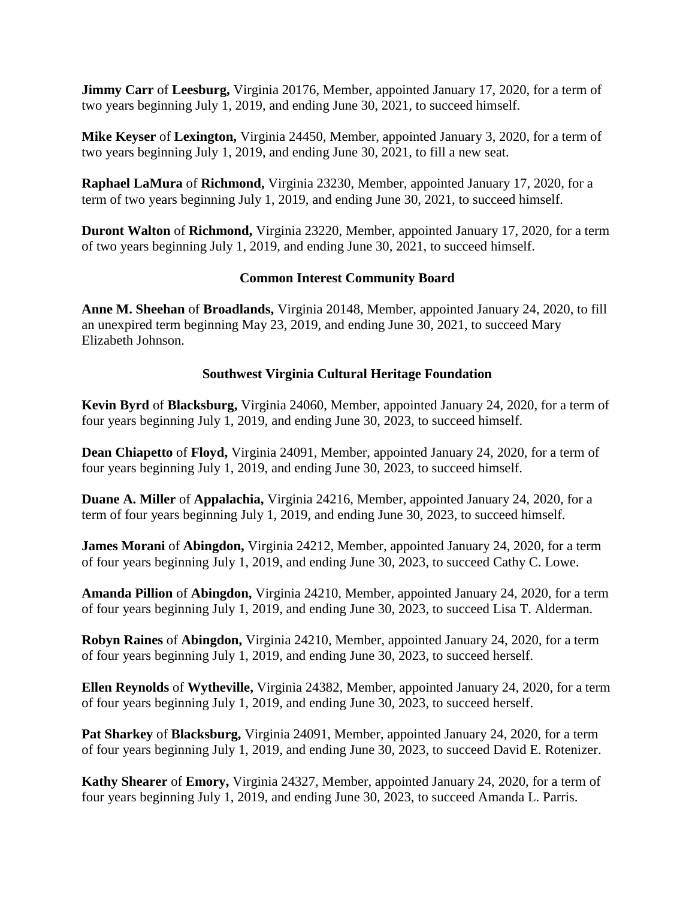**Jimmy Carr** of **Leesburg,** Virginia 20176, Member, appointed January 17, 2020, for a term of two years beginning July 1, 2019, and ending June 30, 2021, to succeed himself.

**Mike Keyser** of **Lexington,** Virginia 24450, Member, appointed January 3, 2020, for a term of two years beginning July 1, 2019, and ending June 30, 2021, to fill a new seat.

**Raphael LaMura** of **Richmond,** Virginia 23230, Member, appointed January 17, 2020, for a term of two years beginning July 1, 2019, and ending June 30, 2021, to succeed himself.

**Duront Walton** of **Richmond,** Virginia 23220, Member, appointed January 17, 2020, for a term of two years beginning July 1, 2019, and ending June 30, 2021, to succeed himself.

## Common Interest Community Board

**Anne M. Sheehan** of **Broadlands,** Virginia 20148, Member, appointed January 24, 2020, to fill an unexpired term beginning May 23, 2019, and ending June 30, 2021, to succeed Mary Elizabeth Johnson.

## Southwest Virginia Cultural Heritage Foundation

**Kevin Byrd** of **Blacksburg,** Virginia 24060, Member, appointed January 24, 2020, for a term of four years beginning July 1, 2019, and ending June 30, 2023, to succeed himself.

**Dean Chiapetto** of **Floyd,** Virginia 24091, Member, appointed January 24, 2020, for a term of four years beginning July 1, 2019, and ending June 30, 2023, to succeed himself.

**Duane A. Miller** of **Appalachia,** Virginia 24216, Member, appointed January 24, 2020, for a term of four years beginning July 1, 2019, and ending June 30, 2023, to succeed himself.

**James Morani** of **Abingdon,** Virginia 24212, Member, appointed January 24, 2020, for a term of four years beginning July 1, 2019, and ending June 30, 2023, to succeed Cathy C. Lowe.

**Amanda Pillion** of **Abingdon,** Virginia 24210, Member, appointed January 24, 2020, for a term of four years beginning July 1, 2019, and ending June 30, 2023, to succeed Lisa T. Alderman.

**Robyn Raines** of **Abingdon,** Virginia 24210, Member, appointed January 24, 2020, for a term of four years beginning July 1, 2019, and ending June 30, 2023, to succeed herself.

**Ellen Reynolds** of **Wytheville,** Virginia 24382, Member, appointed January 24, 2020, for a term of four years beginning July 1, 2019, and ending June 30, 2023, to succeed herself.

**Pat Sharkey** of **Blacksburg,** Virginia 24091, Member, appointed January 24, 2020, for a term of four years beginning July 1, 2019, and ending June 30, 2023, to succeed David E. Rotenizer.

**Kathy Shearer** of **Emory,** Virginia 24327, Member, appointed January 24, 2020, for a term of four years beginning July 1, 2019, and ending June 30, 2023, to succeed Amanda L. Parris.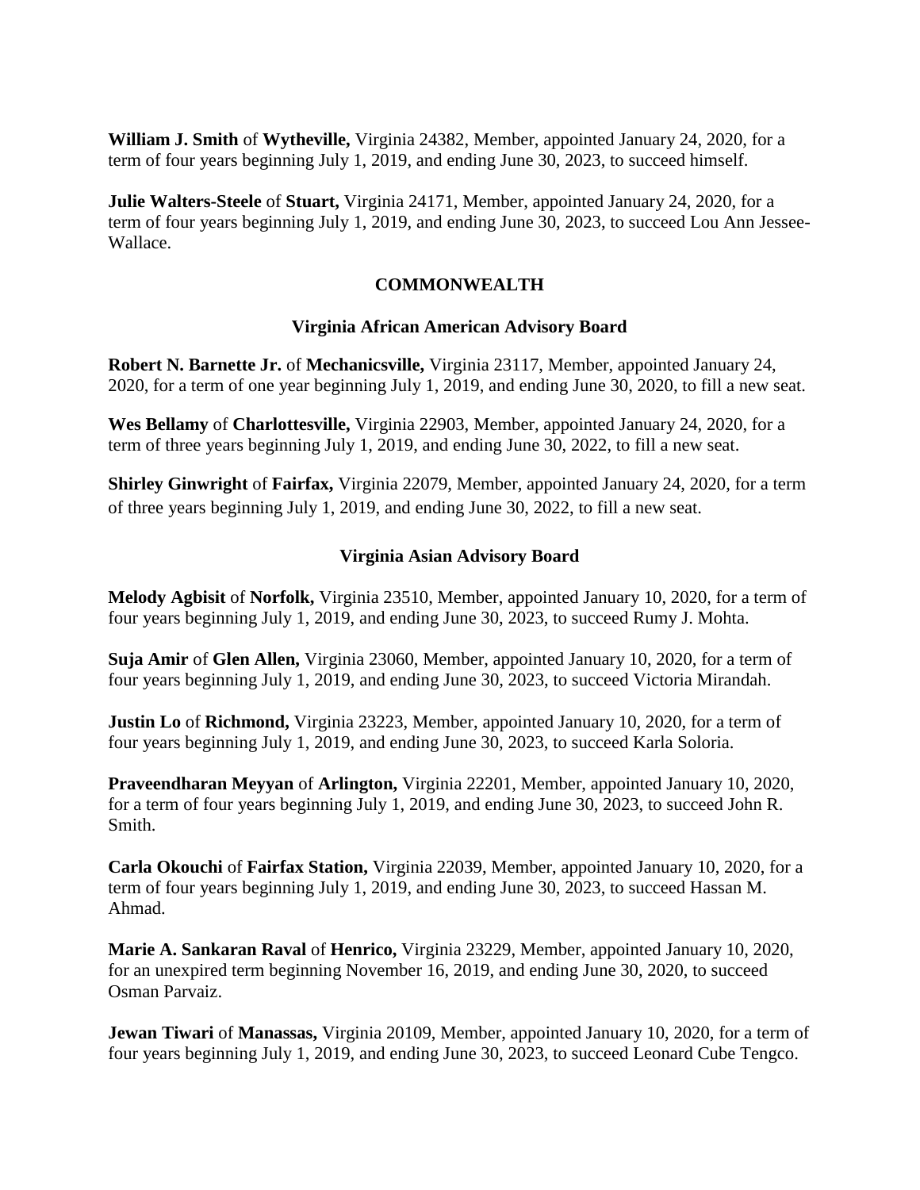**William J. Smith** of **Wytheville,** Virginia 24382, Member, appointed January 24, 2020, for a term of four years beginning July 1, 2019, and ending June 30, 2023, to succeed himself.

**Julie Walters-Steele** of **Stuart,** Virginia 24171, Member, appointed January 24, 2020, for a term of four years beginning July 1, 2019, and ending June 30, 2023, to succeed Lou Ann Jessee-Wallace.

## COMMONWEALTH

### Virginia African American Advisory Board

**Robert N. Barnette Jr.** of **Mechanicsville,** Virginia 23117, Member, appointed January 24, 2020, for a term of one year beginning July 1, 2019, and ending June 30, 2020, to fill a new seat.

**Wes Bellamy** of **Charlottesville,** Virginia 22903, Member, appointed January 24, 2020, for a term of three years beginning July 1, 2019, and ending June 30, 2022, to fill a new seat.

**Shirley Ginwright** of **Fairfax,** Virginia 22079, Member, appointed January 24, 2020, for a term of three years beginning July 1, 2019, and ending June 30, 2022, to fill a new seat.

### Virginia Asian Advisory Board

**Melody Agbisit** of **Norfolk,** Virginia 23510, Member, appointed January 10, 2020, for a term of four years beginning July 1, 2019, and ending June 30, 2023, to succeed Rumy J. Mohta.

**Suja Amir** of **Glen Allen,** Virginia 23060, Member, appointed January 10, 2020, for a term of four years beginning July 1, 2019, and ending June 30, 2023, to succeed Victoria Mirandah.

**Justin Lo** of **Richmond,** Virginia 23223, Member, appointed January 10, 2020, for a term of four years beginning July 1, 2019, and ending June 30, 2023, to succeed Karla Soloria.

**Praveendharan Meyyan** of **Arlington,** Virginia 22201, Member, appointed January 10, 2020, for a term of four years beginning July 1, 2019, and ending June 30, 2023, to succeed John R. Smith.

**Carla Okouchi** of **Fairfax Station,** Virginia 22039, Member, appointed January 10, 2020, for a term of four years beginning July 1, 2019, and ending June 30, 2023, to succeed Hassan M. Ahmad.

**Marie A. Sankaran Raval** of **Henrico,** Virginia 23229, Member, appointed January 10, 2020, for an unexpired term beginning November 16, 2019, and ending June 30, 2020, to succeed Osman Parvaiz.

**Jewan Tiwari** of **Manassas,** Virginia 20109, Member, appointed January 10, 2020, for a term of four years beginning July 1, 2019, and ending June 30, 2023, to succeed Leonard Cube Tengco.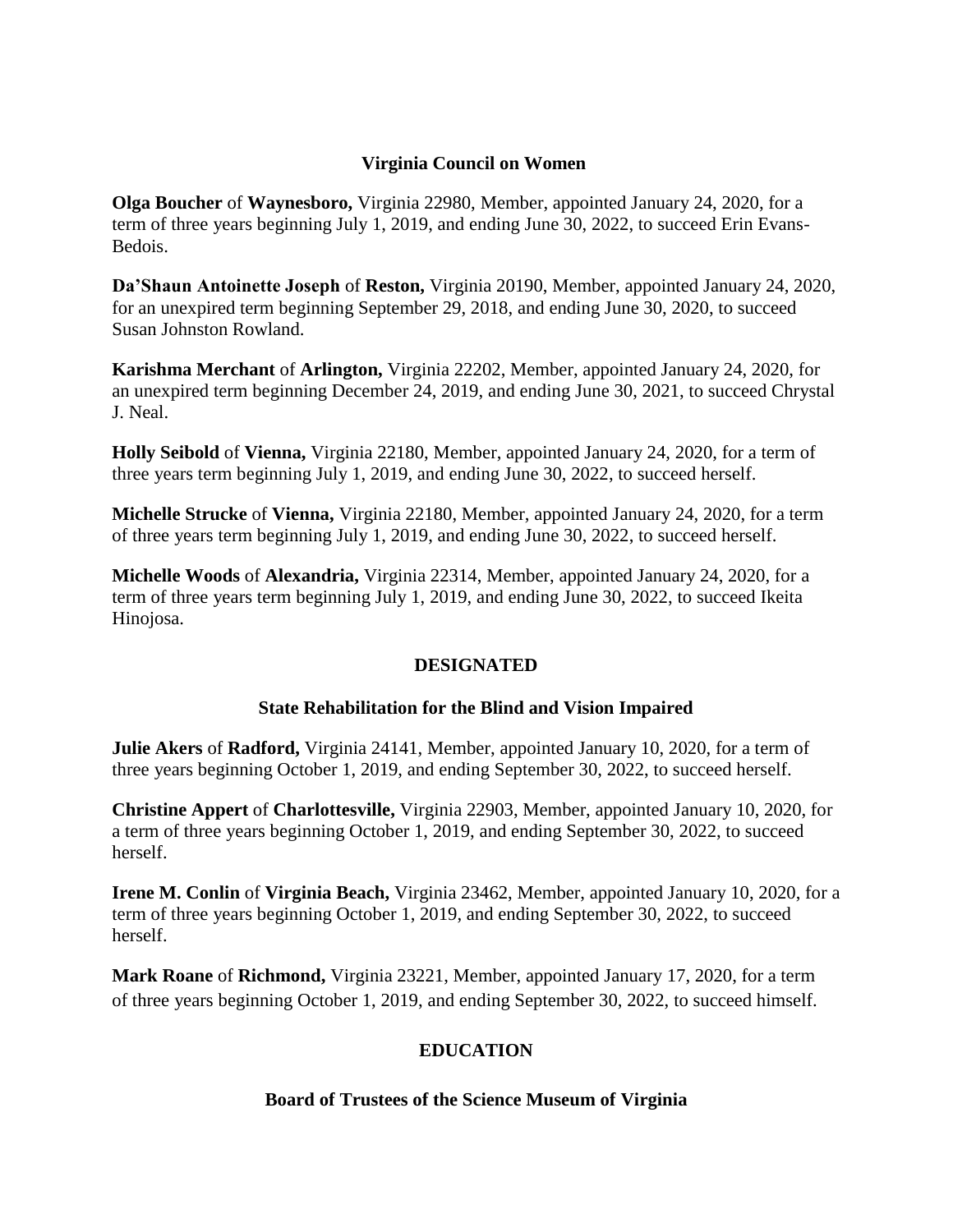### Virginia Council on Women

**Olga Boucher** of **Waynesboro,** Virginia 22980, Member, appointed January 24, 2020, for a term of three years beginning July 1, 2019, and ending June 30, 2022, to succeed Erin Evans-Bedois.

**Da'Shaun Antoinette Joseph** of **Reston,** Virginia 20190, Member, appointed January 24, 2020, for an unexpired term beginning September 29, 2018, and ending June 30, 2020, to succeed Susan Johnston Rowland.

**Karishma Merchant** of **Arlington,** Virginia 22202, Member, appointed January 24, 2020, for an unexpired term beginning December 24, 2019, and ending June 30, 2021, to succeed Chrystal J. Neal.

**Holly Seibold** of **Vienna,** Virginia 22180, Member, appointed January 24, 2020, for a term of three years term beginning July 1, 2019, and ending June 30, 2022, to succeed herself.

**Michelle Strucke** of **Vienna,** Virginia 22180, Member, appointed January 24, 2020, for a term of three years term beginning July 1, 2019, and ending June 30, 2022, to succeed herself.

**Michelle Woods** of **Alexandria,** Virginia 22314, Member, appointed January 24, 2020, for a term of three years term beginning July 1, 2019, and ending June 30, 2022, to succeed Ikeita Hinojosa.

## DESIGNATED

### State Rehabilitation for the Blind and Vision Impaired

**Julie Akers** of **Radford,** Virginia 24141, Member, appointed January 10, 2020, for a term of three years beginning October 1, 2019, and ending September 30, 2022, to succeed herself.

**Christine Appert** of **Charlottesville,** Virginia 22903, Member, appointed January 10, 2020, for a term of three years beginning October 1, 2019, and ending September 30, 2022, to succeed herself.

**Irene M. Conlin** of **Virginia Beach,** Virginia 23462, Member, appointed January 10, 2020, for a term of three years beginning October 1, 2019, and ending September 30, 2022, to succeed herself.

**Mark Roane** of **Richmond,** Virginia 23221, Member, appointed January 17, 2020, for a term of three years beginning October 1, 2019, and ending September 30, 2022, to succeed himself.

## EDUCATION

### Board of Trustees of the Science Museum of Virginia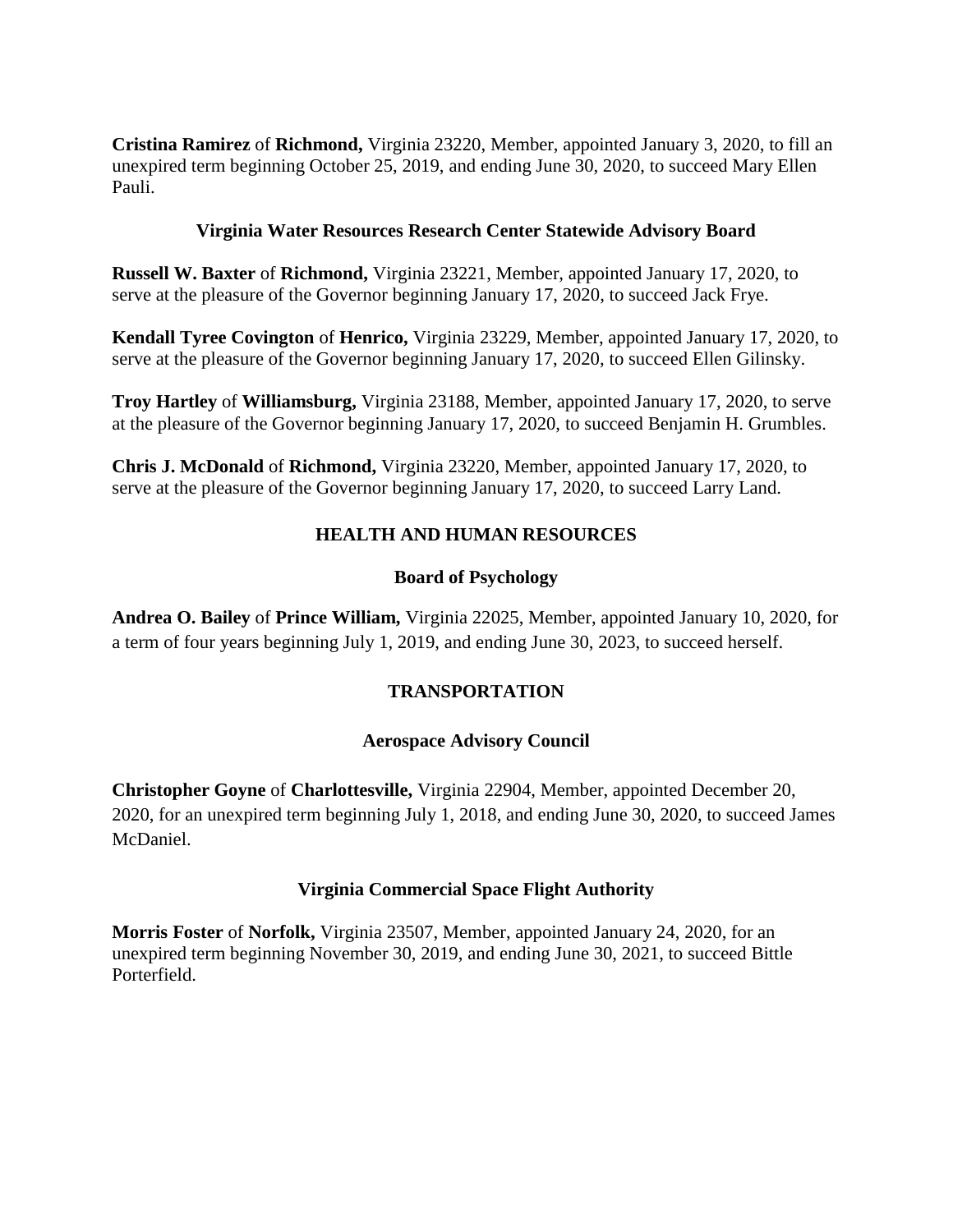**Cristina Ramirez** of **Richmond,** Virginia 23220, Member, appointed January 3, 2020, to fill an unexpired term beginning October 25, 2019, and ending June 30, 2020, to succeed Mary Ellen Pauli.

### Virginia Water Resources Research Center Statewide Advisory Board

**Russell W. Baxter** of **Richmond,** Virginia 23221, Member, appointed January 17, 2020, to serve at the pleasure of the Governor beginning January 17, 2020, to succeed Jack Frye.

**Kendall Tyree Covington** of **Henrico,** Virginia 23229, Member, appointed January 17, 2020, to serve at the pleasure of the Governor beginning January 17, 2020, to succeed Ellen Gilinsky.

**Troy Hartley** of **Williamsburg,** Virginia 23188, Member, appointed January 17, 2020, to serve at the pleasure of the Governor beginning January 17, 2020, to succeed Benjamin H. Grumbles.

**Chris J. McDonald** of **Richmond,** Virginia 23220, Member, appointed January 17, 2020, to serve at the pleasure of the Governor beginning January 17, 2020, to succeed Larry Land.

## HEALTH AND HUMAN RESOURCES

### Board of Psychology

**Andrea O. Bailey** of **Prince William,** Virginia 22025, Member, appointed January 10, 2020, for a term of four years beginning July 1, 2019, and ending June 30, 2023, to succeed herself.

## TRANSPORTATION

### Aerospace Advisory Council

**Christopher Goyne** of **Charlottesville,** Virginia 22904, Member, appointed December 20, 2020, for an unexpired term beginning July 1, 2018, and ending June 30, 2020, to succeed James McDaniel.

### Virginia Commercial Space Flight Authority

**Morris Foster** of **Norfolk,** Virginia 23507, Member, appointed January 24, 2020, for an unexpired term beginning November 30, 2019, and ending June 30, 2021, to succeed Bittle Porterfield.